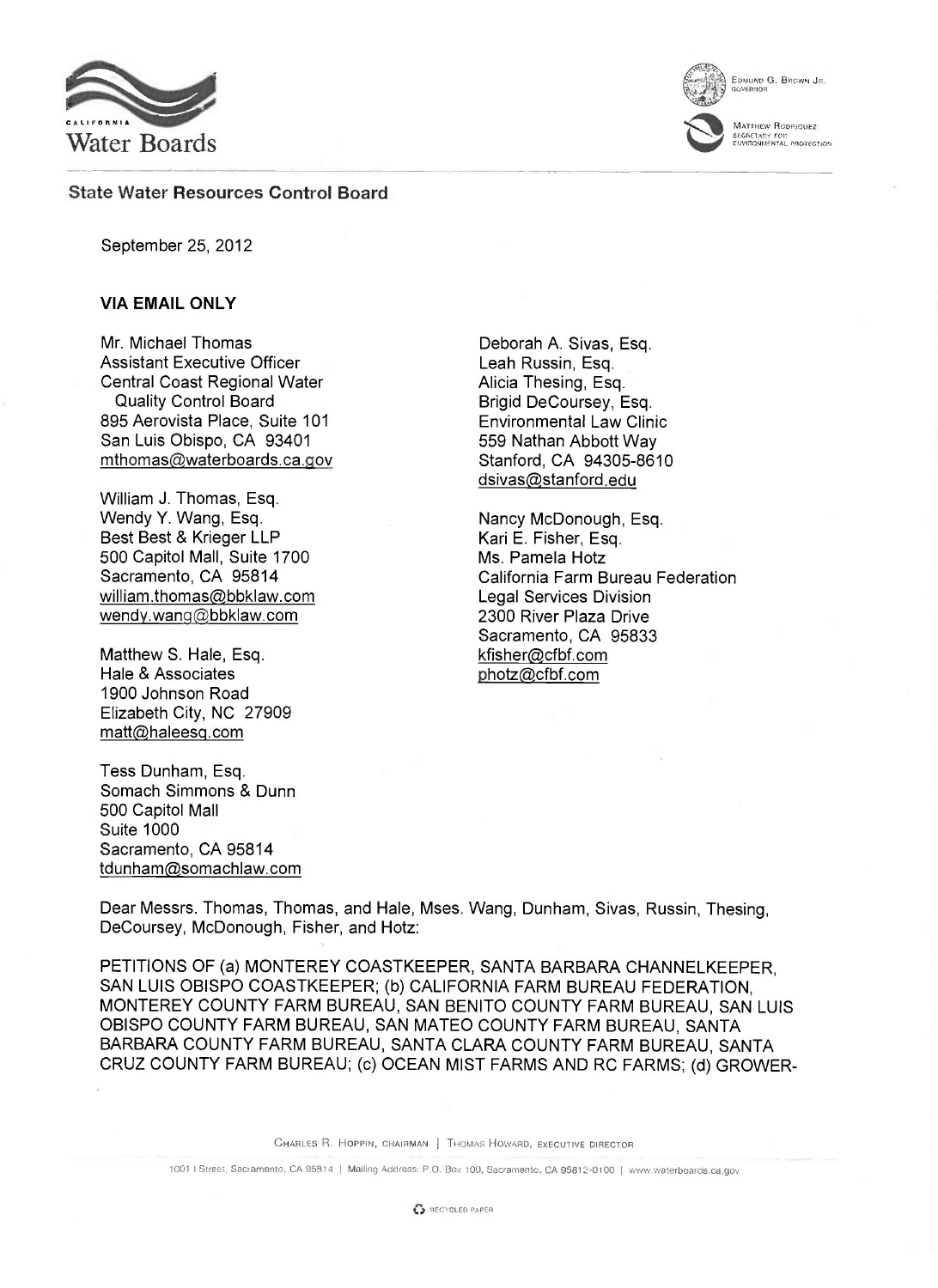CALIFORNIA
Water Boards

EDMUND G. BROWN JR.
GOVERNOR

MATTHEW RODRIQUEZ
SECRETARY FOR
ENVIRONMENTAL PROTECTION

**State Water Resources Control Board**

September 25, 2012

**VIA EMAIL ONLY**

Mr. Michael Thomas
Assistant Executive Officer
Central Coast Regional Water
Quality Control Board
895 Aerovista Place, Suite 101
San Luis Obispo, CA 93401
mthomas@waterboards.ca.gov

William J. Thomas, Esq.
Wendy Y. Wang, Esq.
Best Best & Krieger LLP
500 Capitol Mall, Suite 1700
Sacramento, CA 95814
william.thomas@bbklaw.com
wendy.wang@bbklaw.com

Matthew S. Hale, Esq.
Hale & Associates
1900 Johnson Road
Elizabeth City, NC 27909
matt@haleesq.com

Tess Dunham, Esq.
Somach Simmons & Dunn
500 Capitol Mall
Suite 1000
Sacramento, CA 95814
tdunham@somachlaw.com

Deborah A. Sivas, Esq.
Leah Russin, Esq.
Alicia Thesing, Esq.
Brigid DeCoursey, Esq.
Environmental Law Clinic
559 Nathan Abbott Way
Stanford, CA 94305-8610
dsivas@stanford.edu

Nancy McDonough, Esq.
Kari E. Fisher, Esq.
Ms. Pamela Hotz
California Farm Bureau Federation
Legal Services Division
2300 River Plaza Drive
Sacramento, CA 95833
kfisher@cfbf.com
photz@cfbf.com

Dear Messrs. Thomas, Thomas, and Hale, Mses. Wang, Dunham, Sivas, Russin, Thesing, DeCoursey, McDonough, Fisher, and Hotz:

PETITIONS OF (a) MONTEREY COASTKEEPER, SANTA BARBARA CHANNELKEEPER, SAN LUIS OBISPO COASTKEEPER; (b) CALIFORNIA FARM BUREAU FEDERATION, MONTEREY COUNTY FARM BUREAU, SAN BENITO COUNTY FARM BUREAU, SAN LUIS OBISPO COUNTY FARM BUREAU, SAN MATEO COUNTY FARM BUREAU, SANTA BARBARA COUNTY FARM BUREAU, SANTA CLARA COUNTY FARM BUREAU, SANTA CRUZ COUNTY FARM BUREAU; (c) OCEAN MIST FARMS AND RC FARMS; (d) GROWER-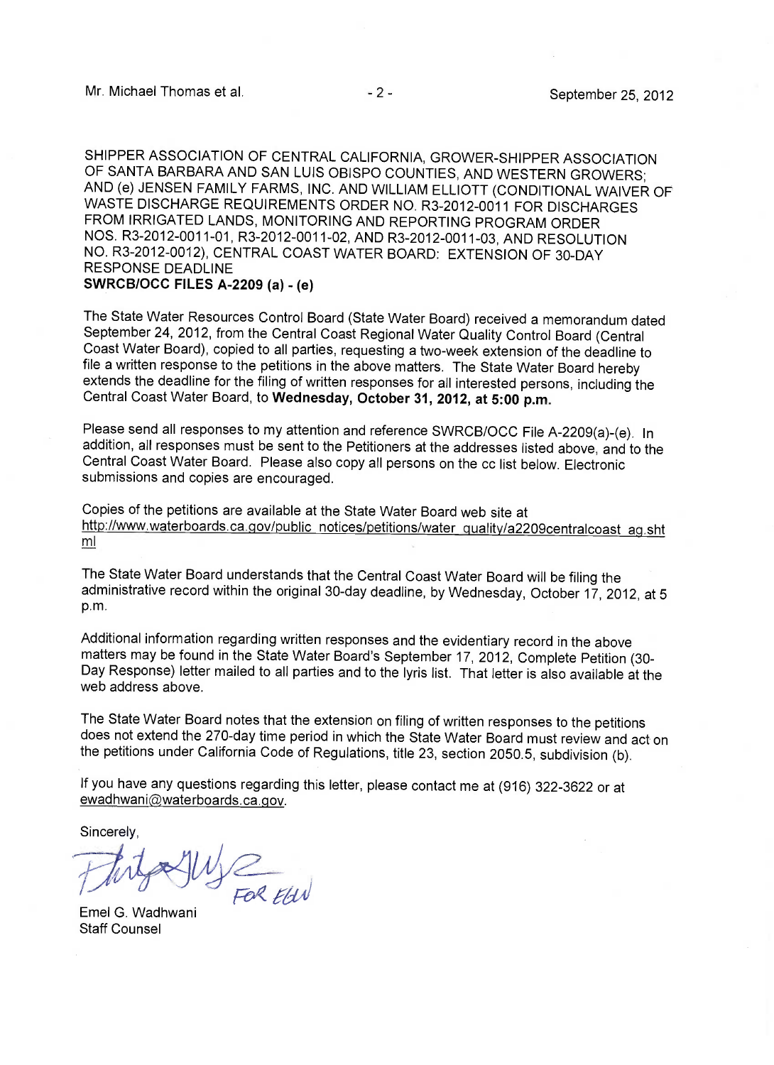SHIPPER ASSOCIATION OF CENTRAL CALIFORNIA, GROWER-SHIPPER ASSOCIATION OF SANTA BARBARA AND SAN LUIS OBISPO COUNTIES, AND WESTERN GROWERS; AND (e) JENSEN FAMILY FARMS, INC. AND WILLIAM ELLIOTT (CONDITIONAL WAIVER OF WASTE DISCHARGE REQUIREMENTS ORDER NO. R3-2012-0011 FOR DISCHARGES FROM IRRIGATED LANDS, MONITORING AND REPORTING PROGRAM ORDER NOS. R3-2012-0011-01, R3-2012-0011-02, AND R3-2012-0011-03, AND RESOLUTION NO. R3-2012-0012), CENTRAL COAST WATER BOARD: EXTENSION OF 30-DAY RESPONSE DEADLINE
**SWRCB/OCC FILES A-2209 (a) - (e)**

The State Water Resources Control Board (State Water Board) received a memorandum dated September 24, 2012, from the Central Coast Regional Water Quality Control Board (Central Coast Water Board), copied to all parties, requesting a two-week extension of the deadline to file a written response to the petitions in the above matters. The State Water Board hereby extends the deadline for the filing of written responses for all interested persons, including the Central Coast Water Board, to **Wednesday, October 31, 2012, at 5:00 p.m.**

Please send all responses to my attention and reference SWRCB/OCC File A-2209(a)-(e). In addition, all responses must be sent to the Petitioners at the addresses listed above, and to the Central Coast Water Board. Please also copy all persons on the cc list below. Electronic submissions and copies are encouraged.

Copies of the petitions are available at the State Water Board web site at http://www.waterboards.ca.gov/public_notices/petitions/water_quality/a2209centralcoast_ag.shtml

The State Water Board understands that the Central Coast Water Board will be filing the administrative record within the original 30-day deadline, by Wednesday, October 17, 2012, at 5 p.m.

Additional information regarding written responses and the evidentiary record in the above matters may be found in the State Water Board's September 17, 2012, Complete Petition (30-Day Response) letter mailed to all parties and to the lyris list. That letter is also available at the web address above.

The State Water Board notes that the extension on filing of written responses to the petitions does not extend the 270-day time period in which the State Water Board must review and act on the petitions under California Code of Regulations, title 23, section 2050.5, subdivision (b).

If you have any questions regarding this letter, please contact me at (916) 322-3622 or at ewadhwani@waterboards.ca.gov.

Sincerely,

FOR EGW

Emel G. Wadhwani
Staff Counsel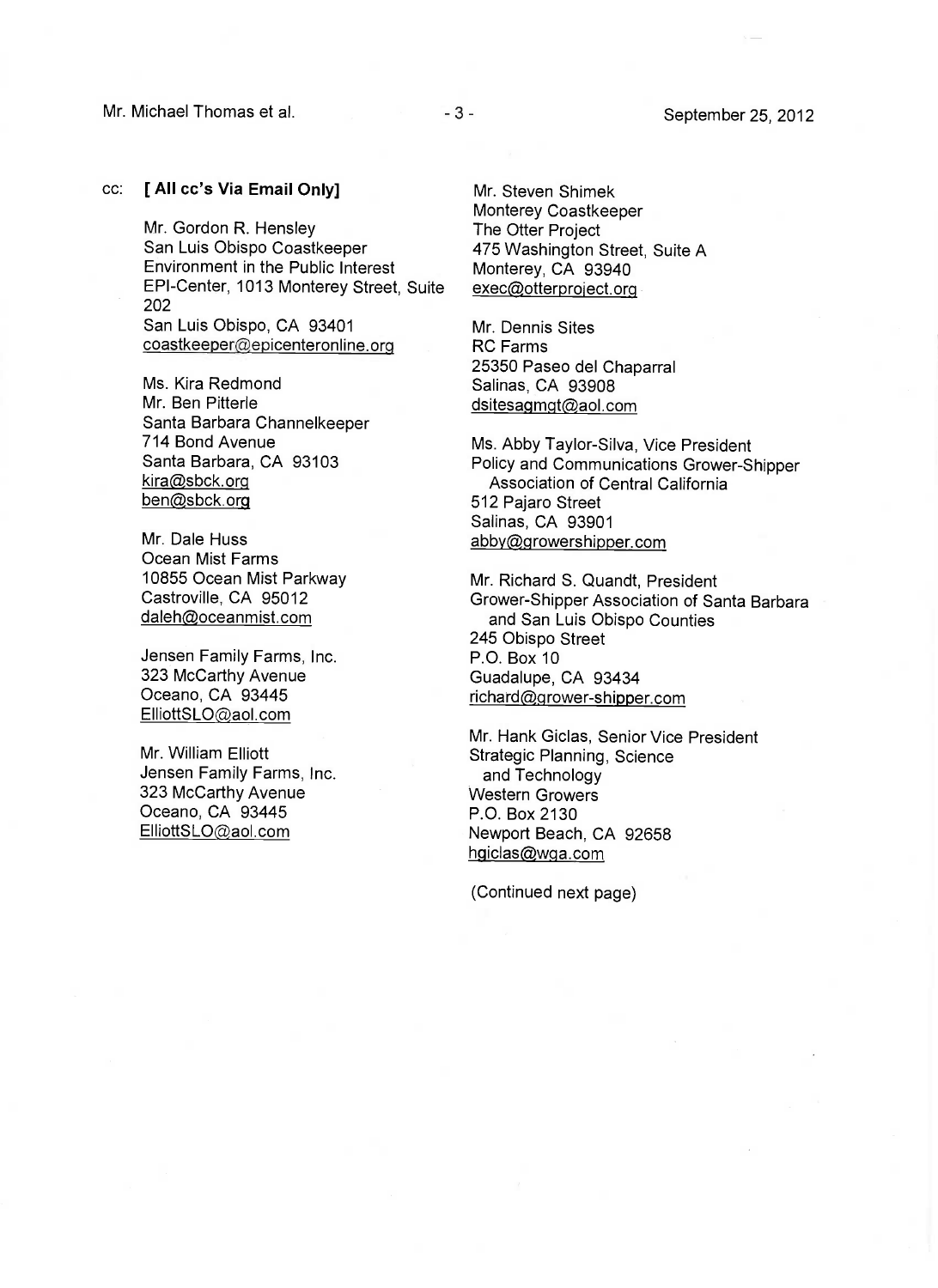cc: **[ All cc's Via Email Only]**

Mr. Gordon R. Hensley
San Luis Obispo Coastkeeper
Environment in the Public Interest
EPI-Center, 1013 Monterey Street, Suite 202
San Luis Obispo, CA 93401
coastkeeper@epicenteronline.org

Ms. Kira Redmond
Mr. Ben Pitterle
Santa Barbara Channelkeeper
714 Bond Avenue
Santa Barbara, CA 93103
kira@sbck.org
ben@sbck.org

Mr. Dale Huss
Ocean Mist Farms
10855 Ocean Mist Parkway
Castroville, CA 95012
daleh@oceanmist.com

Jensen Family Farms, Inc.
323 McCarthy Avenue
Oceano, CA 93445
ElliottSLO@aol.com

Mr. William Elliott
Jensen Family Farms, Inc.
323 McCarthy Avenue
Oceano, CA 93445
ElliottSLO@aol.com

Mr. Steven Shimek
Monterey Coastkeeper
The Otter Project
475 Washington Street, Suite A
Monterey, CA 93940
exec@otterproject.org

Mr. Dennis Sites
RC Farms
25350 Paseo del Chaparral
Salinas, CA 93908
dsitesagmgt@aol.com

Ms. Abby Taylor-Silva, Vice President
Policy and Communications Grower-Shipper Association of Central California
512 Pajaro Street
Salinas, CA 93901
abby@growershipper.com

Mr. Richard S. Quandt, President
Grower-Shipper Association of Santa Barbara and San Luis Obispo Counties
245 Obispo Street
P.O. Box 10
Guadalupe, CA 93434
richard@grower-shipper.com

Mr. Hank Giclas, Senior Vice President
Strategic Planning, Science and Technology
Western Growers
P.O. Box 2130
Newport Beach, CA 92658
hgiclas@wga.com

(Continued next page)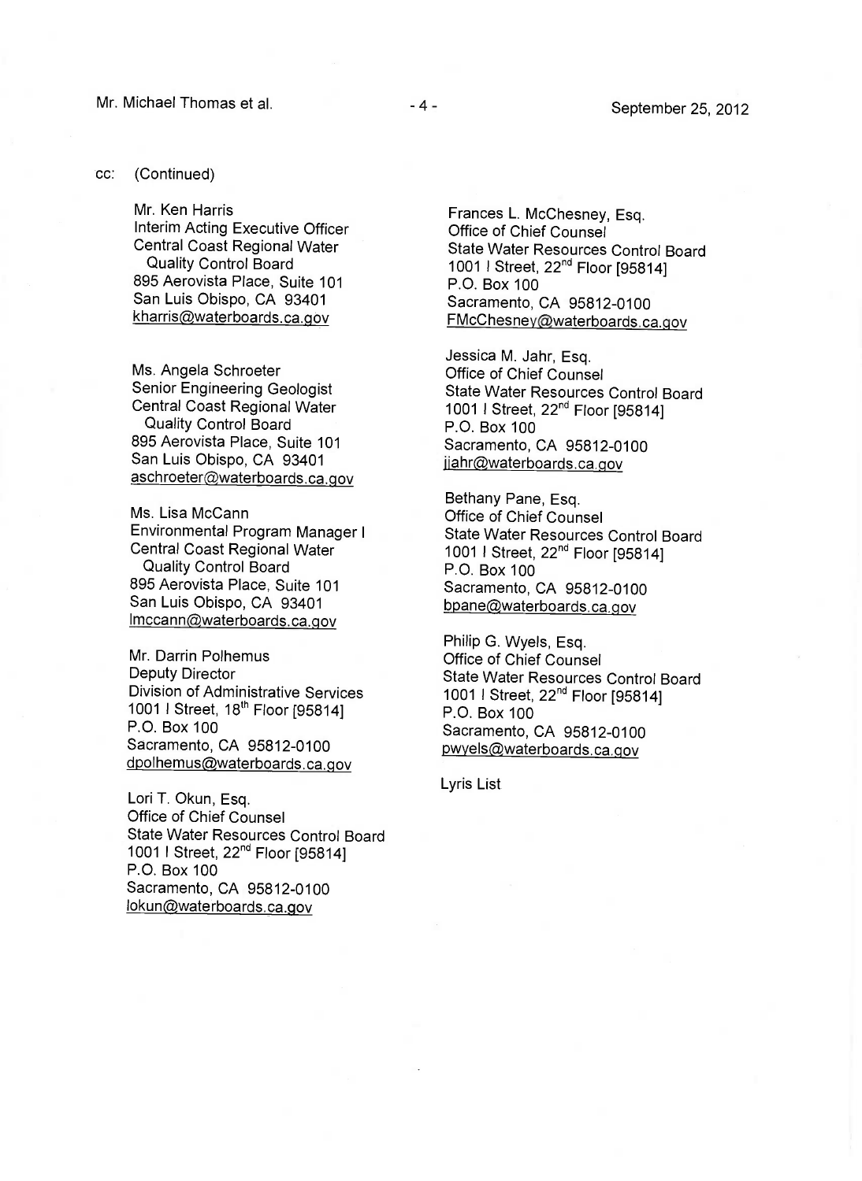cc: (Continued)

Mr. Ken Harris
Interim Acting Executive Officer
Central Coast Regional Water
Quality Control Board
895 Aerovista Place, Suite 101
San Luis Obispo, CA 93401
kharris@waterboards.ca.gov

Ms. Angela Schroeter
Senior Engineering Geologist
Central Coast Regional Water
Quality Control Board
895 Aerovista Place, Suite 101
San Luis Obispo, CA 93401
aschroeter@waterboards.ca.gov

Ms. Lisa McCann
Environmental Program Manager I
Central Coast Regional Water
Quality Control Board
895 Aerovista Place, Suite 101
San Luis Obispo, CA 93401
lmccann@waterboards.ca.gov

Mr. Darrin Polhemus
Deputy Director
Division of Administrative Services
1001 I Street, 18th Floor [95814]
P.O. Box 100
Sacramento, CA 95812-0100
dpolhemus@waterboards.ca.gov

Lori T. Okun, Esq.
Office of Chief Counsel
State Water Resources Control Board
1001 I Street, 22nd Floor [95814]
P.O. Box 100
Sacramento, CA 95812-0100
lokun@waterboards.ca.gov

Frances L. McChesney, Esq.
Office of Chief Counsel
State Water Resources Control Board
1001 I Street, 22nd Floor [95814]
P.O. Box 100
Sacramento, CA 95812-0100
FMcChesney@waterboards.ca.gov

Jessica M. Jahr, Esq.
Office of Chief Counsel
State Water Resources Control Board
1001 I Street, 22nd Floor [95814]
P.O. Box 100
Sacramento, CA 95812-0100
jjahr@waterboards.ca.gov

Bethany Pane, Esq.
Office of Chief Counsel
State Water Resources Control Board
1001 I Street, 22nd Floor [95814]
P.O. Box 100
Sacramento, CA 95812-0100
bpane@waterboards.ca.gov

Philip G. Wyels, Esq.
Office of Chief Counsel
State Water Resources Control Board
1001 I Street, 22nd Floor [95814]
P.O. Box 100
Sacramento, CA 95812-0100
pwyels@waterboards.ca.gov

Lyris List